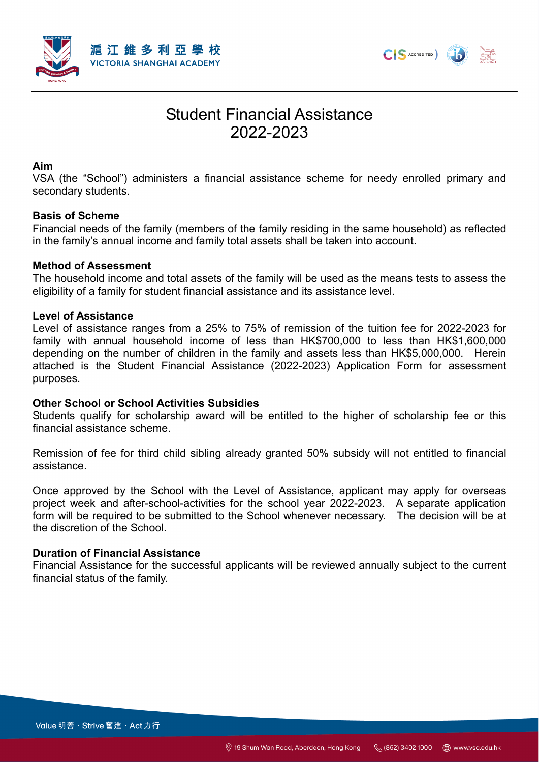# Student Financial Assistance 2022-2023

**Aim**

VSA (the "School") administers a financial assistance scheme for needy enrolled primary and secondary students.

**Basis of Scheme**

Financial needs of the family (members of the family residing in the same household) as reflected in the family's annual income and family total assets shall be taken into account.

**Method of Assessment**

The household income and total assets of the family will be used as the means tests to assess the eligibility of a family for student financial assistance and its assistance level.

**Level of Assistance**

Level of assistance ranges from a 25% to 75% of remission of the tuition fee for 2022-2023 for family with annual household income of less than HK$700,000 to less than HK$1,600,000 depending on the number of children in the family and assets less than HK$5,000,000. Herein attached is the Student Financial Assistance (2022-2023) Application Form for assessment purposes.

**Other School or School Activities Subsidies**

Students qualify for scholarship award will be entitled to the higher of scholarship fee or this financial assistance scheme.

Remission of fee for third child sibling already granted 50% subsidy will not entitled to financial assistance.

Once approved by the School with the Level of Assistance, applicant may apply for overseas project week and after-school-activities for the school year 2022-2023. A separate application form will be required to be submitted to the School whenever necessary. The decision will be at the discretion of the School.

**Duration of Financial Assistance**

Financial Assistance for the successful applicants will be reviewed annually subject to the current financial status of the family.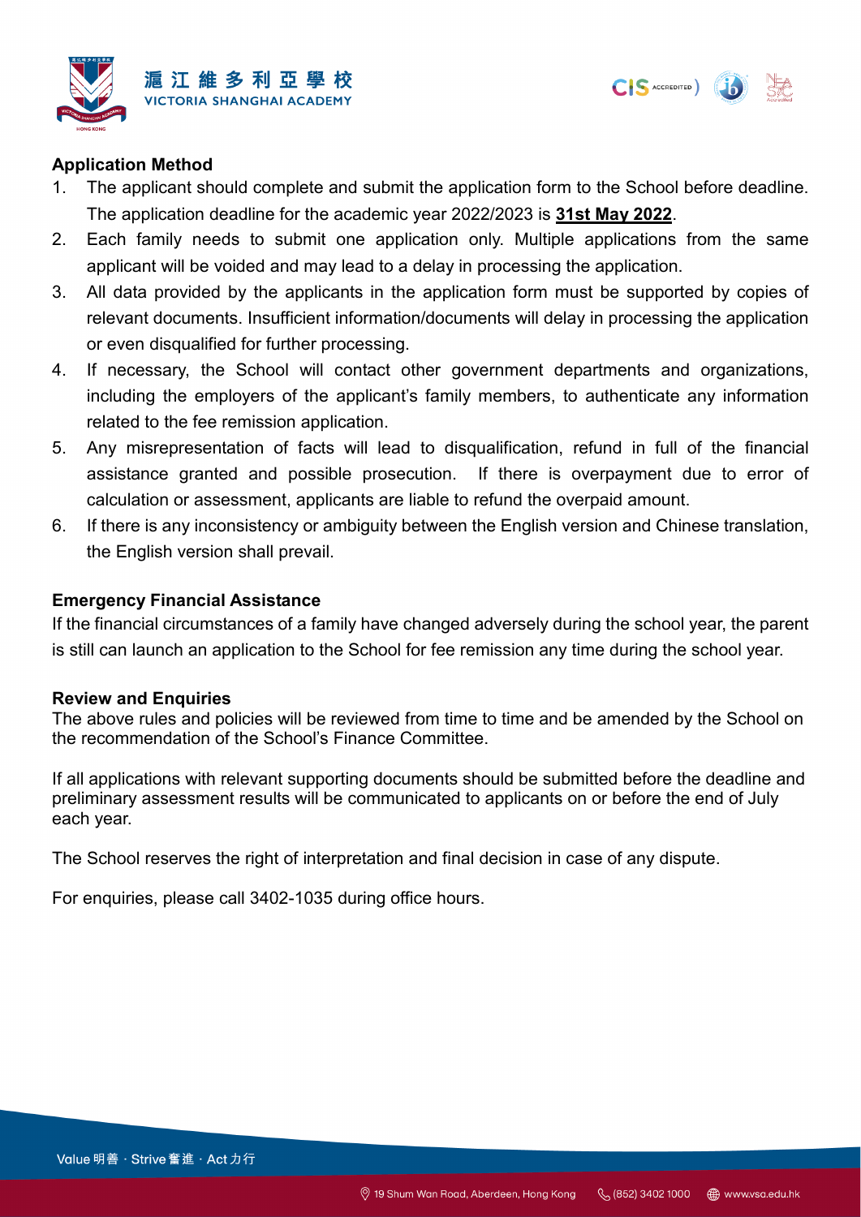**Application Method**

1. The applicant should complete and submit the application form to the School before deadline. The application deadline for the academic year 2022/2023 is **31st May 2022**.
2. Each family needs to submit one application only. Multiple applications from the same applicant will be voided and may lead to a delay in processing the application.
3. All data provided by the applicants in the application form must be supported by copies of relevant documents. Insufficient information/documents will delay in processing the application or even disqualified for further processing.
4. If necessary, the School will contact other government departments and organizations, including the employers of the applicant's family members, to authenticate any information related to the fee remission application.
5. Any misrepresentation of facts will lead to disqualification, refund in full of the financial assistance granted and possible prosecution. If there is overpayment due to error of calculation or assessment, applicants are liable to refund the overpaid amount.
6. If there is any inconsistency or ambiguity between the English version and Chinese translation, the English version shall prevail.

**Emergency Financial Assistance**

If the financial circumstances of a family have changed adversely during the school year, the parent is still can launch an application to the School for fee remission any time during the school year.

**Review and Enquiries**

The above rules and policies will be reviewed from time to time and be amended by the School on the recommendation of the School's Finance Committee.

If all applications with relevant supporting documents should be submitted before the deadline and preliminary assessment results will be communicated to applicants on or before the end of July each year.

The School reserves the right of interpretation and final decision in case of any dispute.

For enquiries, please call 3402-1035 during office hours.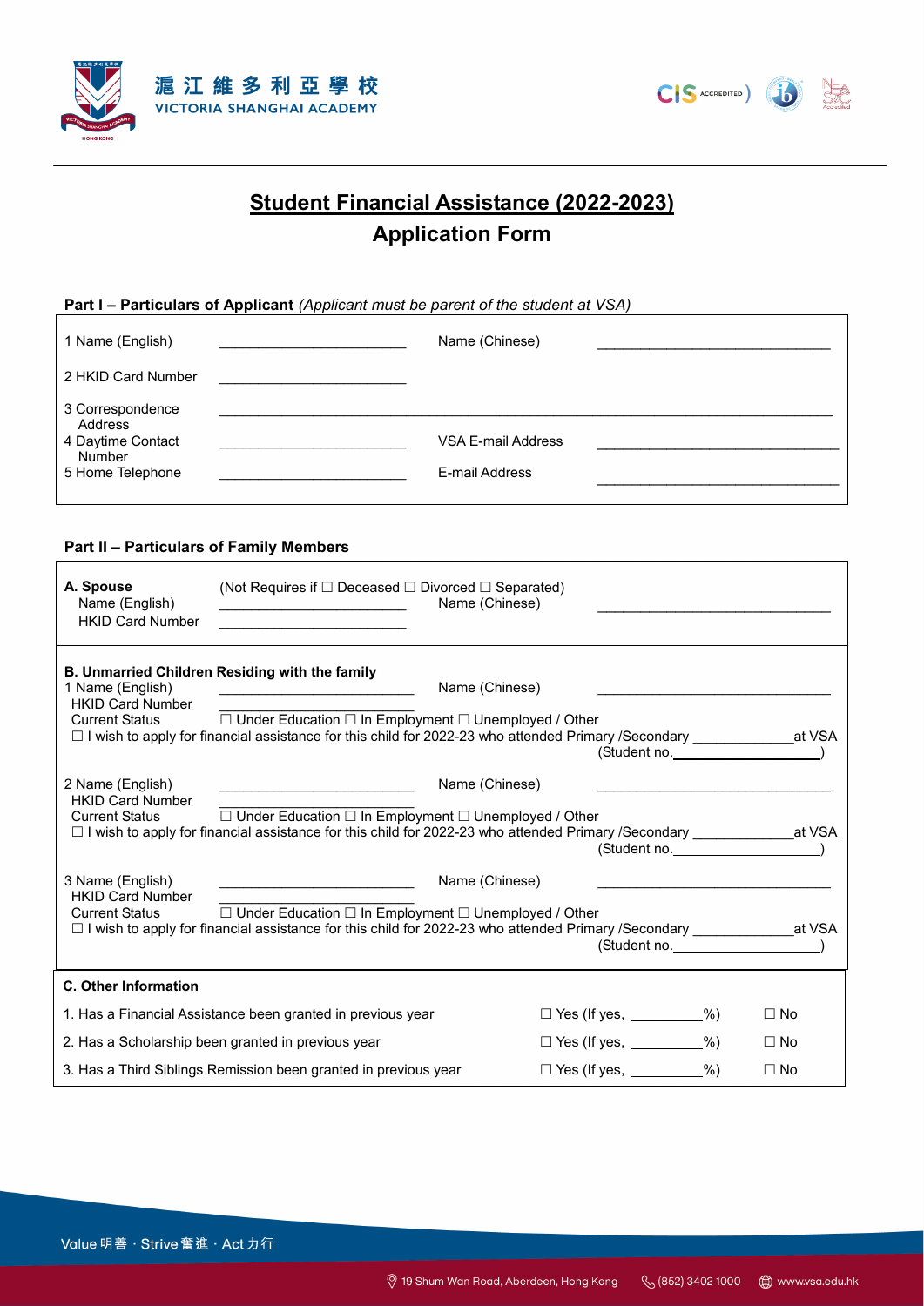滬江維多利亞學校
VICTORIA SHANGHAI ACADEMY

# Student Financial Assistance (2022-2023)
## Application Form

**Part I – Particulars of Applicant** *(Applicant must be parent of the student at VSA)*

| | | | |
|---|---|---|---|
| 1 Name (English) | ______________________ | Name (Chinese) | ______________________ |
| 2 HKID Card Number | ______________________ | | |
| 3 Correspondence Address | ______________________ | | |
| 4 Daytime Contact Number | ______________________ | VSA E-mail Address | ______________________ |
| 5 Home Telephone | ______________________ | E-mail Address | ______________________ |

**Part II – Particulars of Family Members**

**A. Spouse** (Not Requires if ☐ Deceased ☐ Divorced ☐ Separated)

Name (English) ______________________ Name (Chinese) ______________________

HKID Card Number ______________________

**B. Unmarried Children Residing with the family**

1 Name (English) ______________________ Name (Chinese) ______________________

HKID Card Number ______________________

Current Status ☐ Under Education ☐ In Employment ☐ Unemployed / Other

☐ I wish to apply for financial assistance for this child for 2022-23 who attended Primary /Secondary ____________ at VSA (Student no.__________________)

2 Name (English) ______________________ Name (Chinese) ______________________

HKID Card Number ______________________

Current Status ☐ Under Education ☐ In Employment ☐ Unemployed / Other

☐ I wish to apply for financial assistance for this child for 2022-23 who attended Primary /Secondary ____________ at VSA (Student no.__________________)

3 Name (English) ______________________ Name (Chinese) ______________________

HKID Card Number ______________________

Current Status ☐ Under Education ☐ In Employment ☐ Unemployed / Other

☐ I wish to apply for financial assistance for this child for 2022-23 who attended Primary /Secondary ____________ at VSA (Student no.__________________)

**C. Other Information**

| | | |
|---|---|---|
| 1. Has a Financial Assistance been granted in previous year | ☐ Yes (If yes, _________%) | ☐ No |
| 2. Has a Scholarship been granted in previous year | ☐ Yes (If yes, _________%) | ☐ No |
| 3. Has a Third Siblings Remission been granted in previous year | ☐ Yes (If yes, _________%) | ☐ No |

Value 明善 · Strive 奮進 · Act 力行

19 Shum Wan Road, Aberdeen, Hong Kong (852) 3402 1000 www.vsa.edu.hk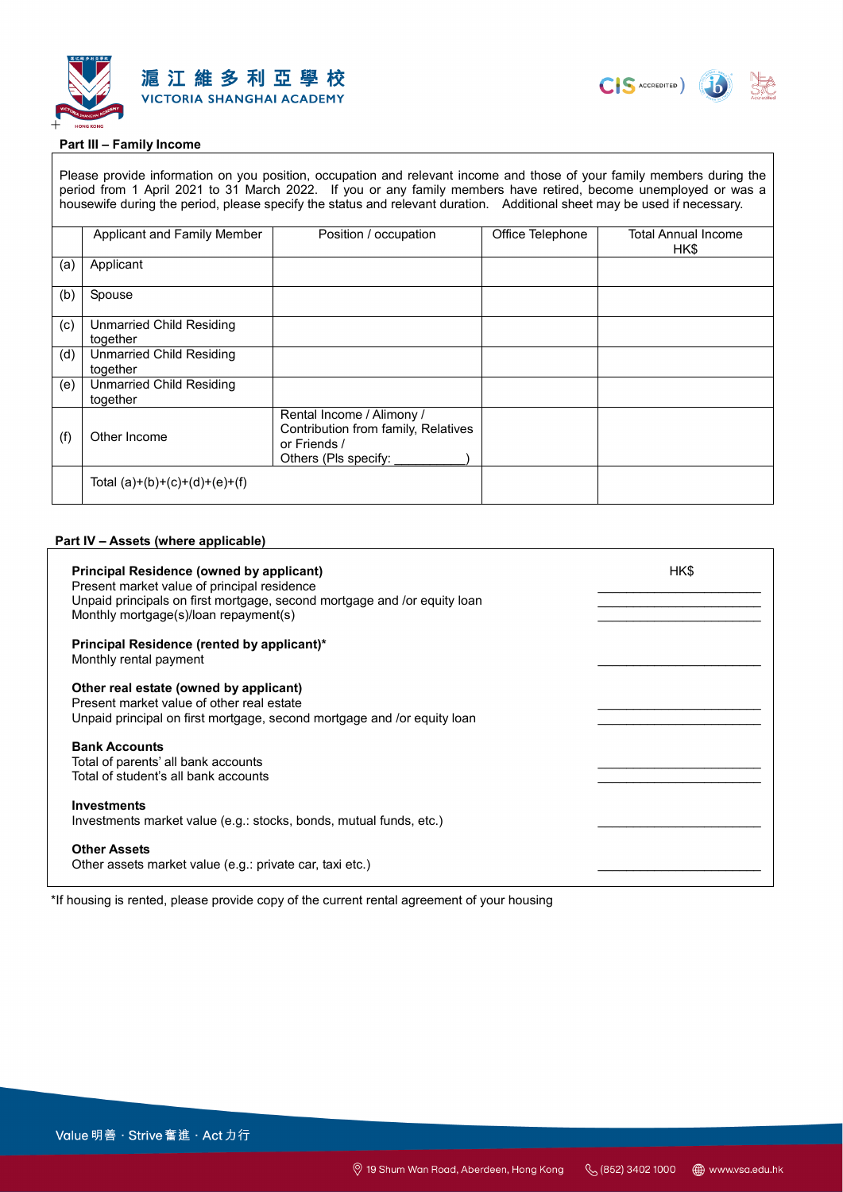**Part III – Family Income**

Please provide information on you position, occupation and relevant income and those of your family members during the period from 1 April 2021 to 31 March 2022. If you or any family members have retired, become unemployed or was a housewife during the period, please specify the status and relevant duration. Additional sheet may be used if necessary.

| | Applicant and Family Member | Position / occupation | Office Telephone | Total Annual Income HK$ |
|---|---|---|---|---|
| (a) | Applicant | | | |
| (b) | Spouse | | | |
| (c) | Unmarried Child Residing together | | | |
| (d) | Unmarried Child Residing together | | | |
| (e) | Unmarried Child Residing together | | | |
| (f) | Other Income | Rental Income / Alimony / Contribution from family, Relatives or Friends / Others (Pls specify: __________) | | |
| | Total (a)+(b)+(c)+(d)+(e)+(f) | | | |

**Part IV – Assets (where applicable)**

| | HK$ |
|---|---|
| **Principal Residence (owned by applicant)** | |
| Present market value of principal residence | ______________________ |
| Unpaid principals on first mortgage, second mortgage and /or equity loan | ______________________ |
| Monthly mortgage(s)/loan repayment(s) | ______________________ |
| **Principal Residence (rented by applicant)*** | |
| Monthly rental payment | ______________________ |
| **Other real estate (owned by applicant)** | |
| Present market value of other real estate | ______________________ |
| Unpaid principal on first mortgage, second mortgage and /or equity loan | ______________________ |
| **Bank Accounts** | |
| Total of parents' all bank accounts | ______________________ |
| Total of student's all bank accounts | ______________________ |
| **Investments** | |
| Investments market value (e.g.: stocks, bonds, mutual funds, etc.) | ______________________ |
| **Other Assets** | |
| Other assets market value (e.g.: private car, taxi etc.) | ______________________ |

*If housing is rented, please provide copy of the current rental agreement of your housing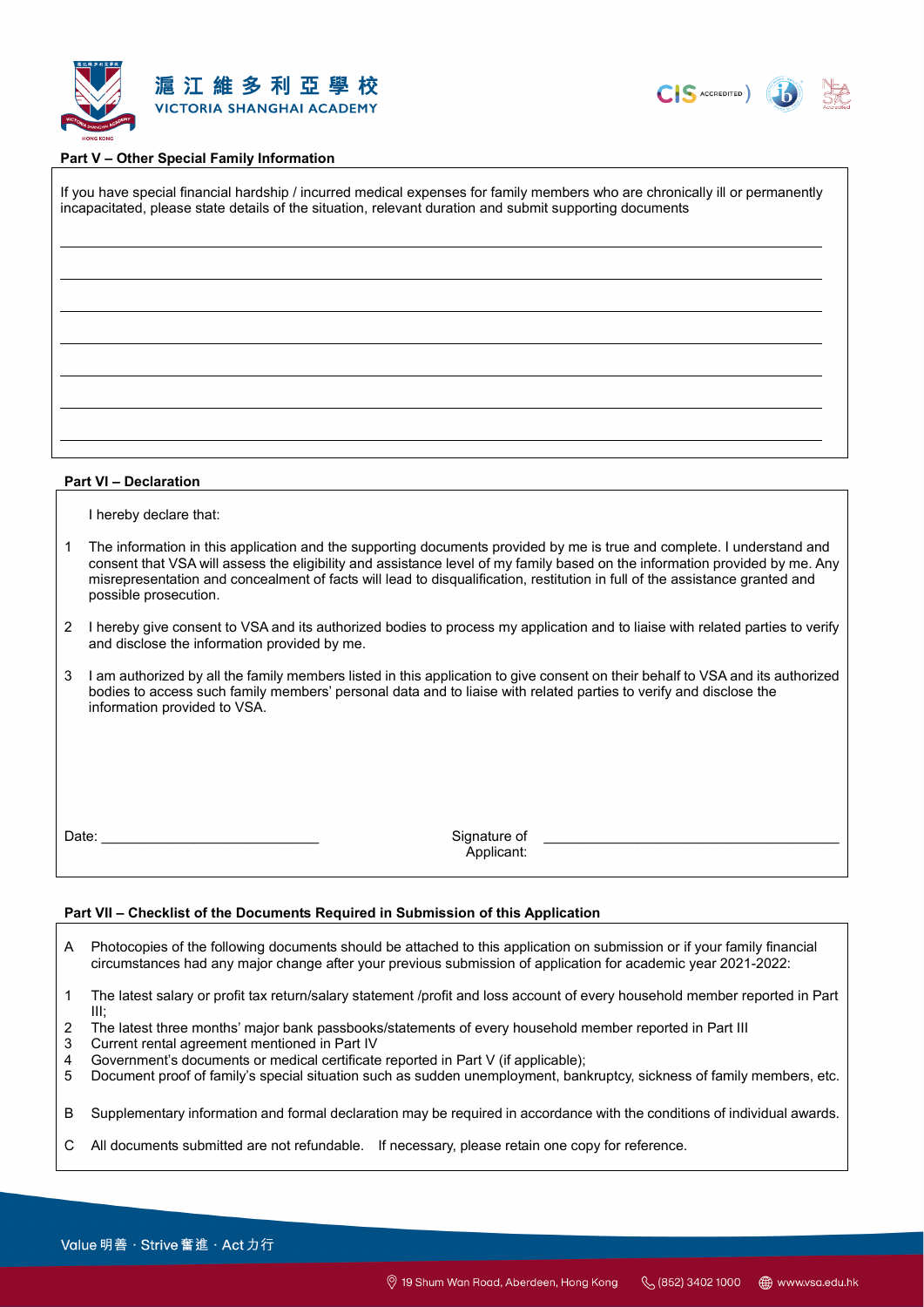## Part V – Other Special Family Information

If you have special financial hardship / incurred medical expenses for family members who are chronically ill or permanently incapacitated, please state details of the situation, relevant duration and submit supporting documents

\_\_\_\_\_\_\_\_\_\_\_\_\_\_\_\_\_\_\_\_\_\_\_\_\_\_\_\_\_\_\_\_\_\_\_\_\_\_\_\_\_\_\_\_\_\_\_\_\_\_\_\_\_\_\_\_\_\_\_\_\_\_\_\_\_\_\_\_\_\_\_\_\_\_\_\_\_\_

\_\_\_\_\_\_\_\_\_\_\_\_\_\_\_\_\_\_\_\_\_\_\_\_\_\_\_\_\_\_\_\_\_\_\_\_\_\_\_\_\_\_\_\_\_\_\_\_\_\_\_\_\_\_\_\_\_\_\_\_\_\_\_\_\_\_\_\_\_\_\_\_\_\_\_\_\_\_

\_\_\_\_\_\_\_\_\_\_\_\_\_\_\_\_\_\_\_\_\_\_\_\_\_\_\_\_\_\_\_\_\_\_\_\_\_\_\_\_\_\_\_\_\_\_\_\_\_\_\_\_\_\_\_\_\_\_\_\_\_\_\_\_\_\_\_\_\_\_\_\_\_\_\_\_\_\_

\_\_\_\_\_\_\_\_\_\_\_\_\_\_\_\_\_\_\_\_\_\_\_\_\_\_\_\_\_\_\_\_\_\_\_\_\_\_\_\_\_\_\_\_\_\_\_\_\_\_\_\_\_\_\_\_\_\_\_\_\_\_\_\_\_\_\_\_\_\_\_\_\_\_\_\_\_\_

\_\_\_\_\_\_\_\_\_\_\_\_\_\_\_\_\_\_\_\_\_\_\_\_\_\_\_\_\_\_\_\_\_\_\_\_\_\_\_\_\_\_\_\_\_\_\_\_\_\_\_\_\_\_\_\_\_\_\_\_\_\_\_\_\_\_\_\_\_\_\_\_\_\_\_\_\_\_

\_\_\_\_\_\_\_\_\_\_\_\_\_\_\_\_\_\_\_\_\_\_\_\_\_\_\_\_\_\_\_\_\_\_\_\_\_\_\_\_\_\_\_\_\_\_\_\_\_\_\_\_\_\_\_\_\_\_\_\_\_\_\_\_\_\_\_\_\_\_\_\_\_\_\_\_\_\_

\_\_\_\_\_\_\_\_\_\_\_\_\_\_\_\_\_\_\_\_\_\_\_\_\_\_\_\_\_\_\_\_\_\_\_\_\_\_\_\_\_\_\_\_\_\_\_\_\_\_\_\_\_\_\_\_\_\_\_\_\_\_\_\_\_\_\_\_\_\_\_\_\_\_\_\_\_\_

## Part VI – Declaration

I hereby declare that:

1. The information in this application and the supporting documents provided by me is true and complete. I understand and consent that VSA will assess the eligibility and assistance level of my family based on the information provided by me. Any misrepresentation and concealment of facts will lead to disqualification, restitution in full of the assistance granted and possible prosecution.
2. I hereby give consent to VSA and its authorized bodies to process my application and to liaise with related parties to verify and disclose the information provided by me.
3. I am authorized by all the family members listed in this application to give consent on their behalf to VSA and its authorized bodies to access such family members' personal data and to liaise with related parties to verify and disclose the information provided to VSA.

Date: \_\_\_\_\_\_\_\_\_\_\_\_\_\_\_\_\_\_\_\_\_\_\_\_\_\_\_\_ Signature of Applicant: \_\_\_\_\_\_\_\_\_\_\_\_\_\_\_\_\_\_\_\_\_\_\_\_\_\_\_\_\_\_\_\_\_\_\_\_\_\_

## Part VII – Checklist of the Documents Required in Submission of this Application

A. Photocopies of the following documents should be attached to this application on submission or if your family financial circumstances had any major change after your previous submission of application for academic year 2021-2022:

1. The latest salary or profit tax return/salary statement /profit and loss account of every household member reported in Part III;
2. The latest three months' major bank passbooks/statements of every household member reported in Part III
3. Current rental agreement mentioned in Part IV
4. Government's documents or medical certificate reported in Part V (if applicable);
5. Document proof of family's special situation such as sudden unemployment, bankruptcy, sickness of family members, etc.

B. Supplementary information and formal declaration may be required in accordance with the conditions of individual awards.

C. All documents submitted are not refundable. If necessary, please retain one copy for reference.